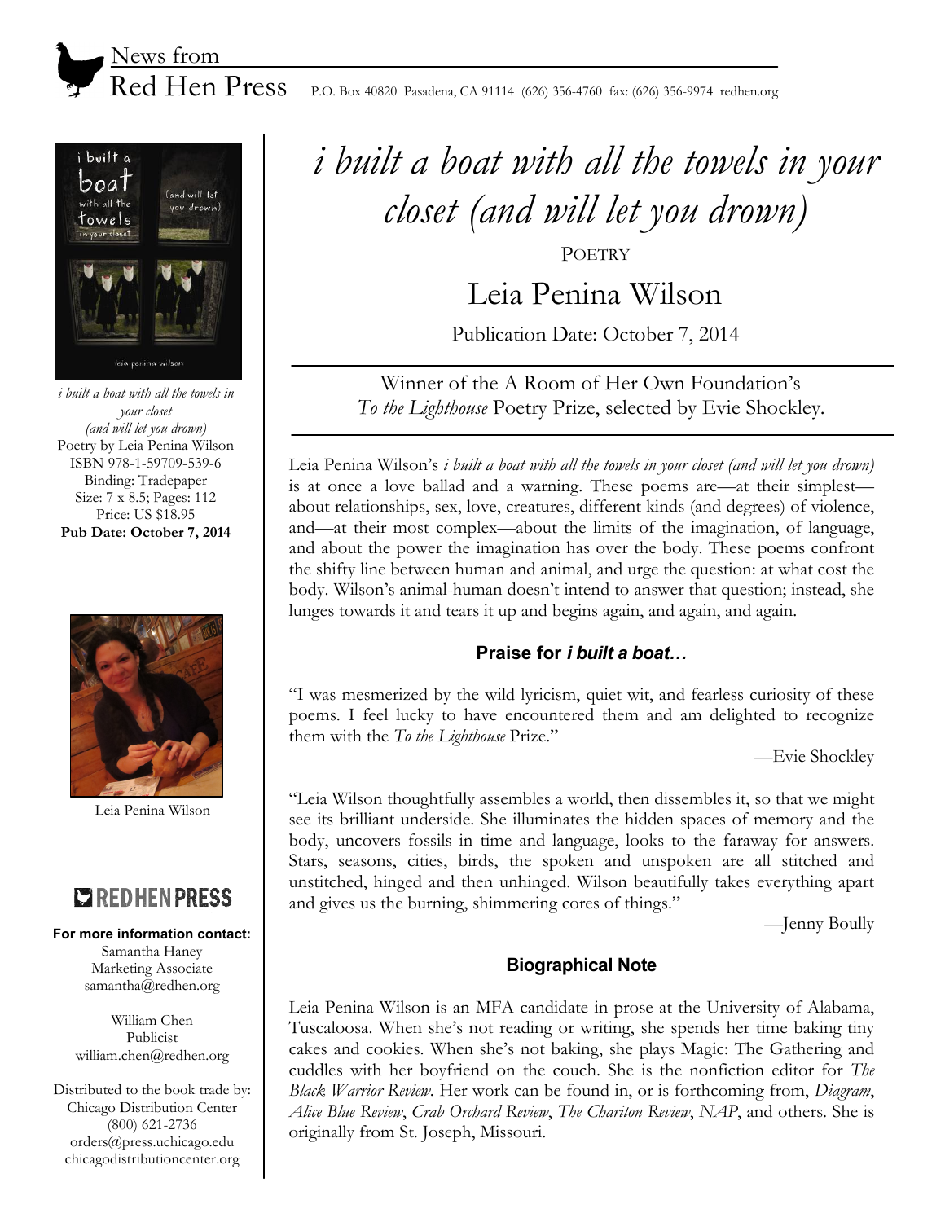News from Red Hen Press  P.O. Box 40820 Pasadena, CA 91114 (626) 356-4760 fax: (626) 356-9974 redhen.org

*i built a boat with all the towels in your closet (and will let you drown)*
Poetry by Leia Penina Wilson
ISBN 978-1-59709-539-6
Binding: Tradepaper
Size: 7 x 8.5; Pages: 112
Price: US $18.95
**Pub Date: October 7, 2014**

Leia Penina Wilson

RED HEN PRESS

**For more information contact:**
Samantha Haney
Marketing Associate
samantha@redhen.org

William Chen
Publicist
william.chen@redhen.org

Distributed to the book trade by:
Chicago Distribution Center
(800) 621-2736
orders@press.uchicago.edu
chicagodistributioncenter.org

# *i built a boat with all the towels in your closet (and will let you drown)*

POETRY

## Leia Penina Wilson

Publication Date: October 7, 2014

Winner of the A Room of Her Own Foundation's *To the Lighthouse* Poetry Prize, selected by Evie Shockley.

Leia Penina Wilson's *i built a boat with all the towels in your closet (and will let you drown)* is at once a love ballad and a warning. These poems are—at their simplest—about relationships, sex, love, creatures, different kinds (and degrees) of violence, and—at their most complex—about the limits of the imagination, of language, and about the power the imagination has over the body. These poems confront the shifty line between human and animal, and urge the question: at what cost the body. Wilson's animal-human doesn't intend to answer that question; instead, she lunges towards it and tears it up and begins again, and again, and again.

### Praise for *i built a boat…*

"I was mesmerized by the wild lyricism, quiet wit, and fearless curiosity of these poems. I feel lucky to have encountered them and am delighted to recognize them with the *To the Lighthouse* Prize."

—Evie Shockley

"Leia Wilson thoughtfully assembles a world, then dissembles it, so that we might see its brilliant underside. She illuminates the hidden spaces of memory and the body, uncovers fossils in time and language, looks to the faraway for answers. Stars, seasons, cities, birds, the spoken and unspoken are all stitched and unstitched, hinged and then unhinged. Wilson beautifully takes everything apart and gives us the burning, shimmering cores of things."

—Jenny Boully

### Biographical Note

Leia Penina Wilson is an MFA candidate in prose at the University of Alabama, Tuscaloosa. When she's not reading or writing, she spends her time baking tiny cakes and cookies. When she's not baking, she plays Magic: The Gathering and cuddles with her boyfriend on the couch. She is the nonfiction editor for *The Black Warrior Review*. Her work can be found in, or is forthcoming from, *Diagram*, *Alice Blue Review*, *Crab Orchard Review*, *The Chariton Review*, *NAP*, and others. She is originally from St. Joseph, Missouri.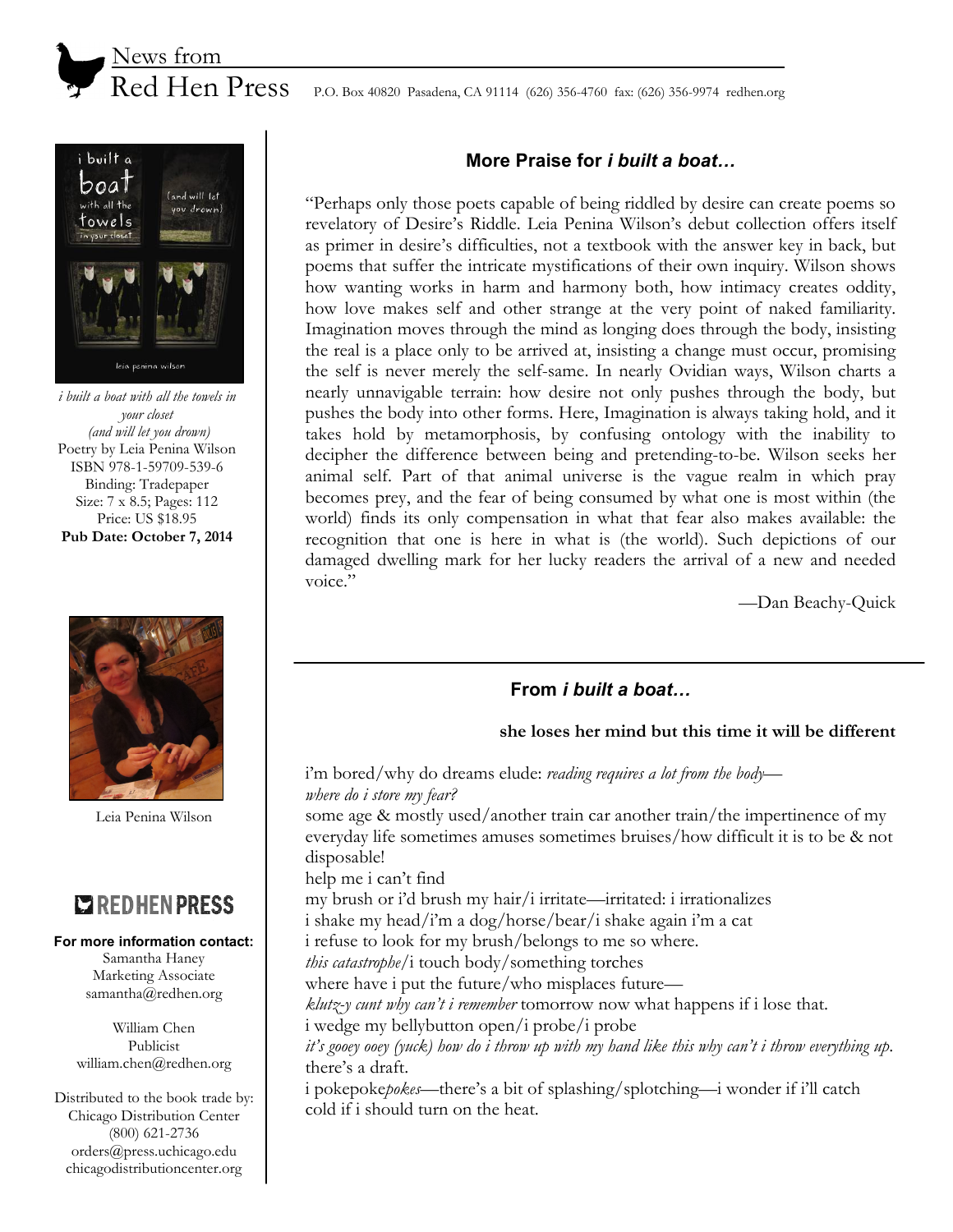# News from Red Hen Press

P.O. Box 40820 Pasadena, CA 91114 (626) 356-4760 fax: (626) 356-9974 redhen.org

*i built a boat with all the towels in your closet (and will let you drown)*
Poetry by Leia Penina Wilson
ISBN 978-1-59709-539-6
Binding: Tradepaper
Size: 7 x 8.5; Pages: 112
Price: US $18.95
**Pub Date: October 7, 2014**

Leia Penina Wilson

RED HEN PRESS

**For more information contact:**
Samantha Haney
Marketing Associate
samantha@redhen.org

William Chen
Publicist
william.chen@redhen.org

Distributed to the book trade by:
Chicago Distribution Center
(800) 621-2736
orders@press.uchicago.edu
chicagodistributioncenter.org

## More Praise for *i built a boat…*

"Perhaps only those poets capable of being riddled by desire can create poems so revelatory of Desire's Riddle. Leia Penina Wilson's debut collection offers itself as primer in desire's difficulties, not a textbook with the answer key in back, but poems that suffer the intricate mystifications of their own inquiry. Wilson shows how wanting works in harm and harmony both, how intimacy creates oddity, how love makes self and other strange at the very point of naked familiarity. Imagination moves through the mind as longing does through the body, insisting the real is a place only to be arrived at, insisting a change must occur, promising the self is never merely the self-same. In nearly Ovidian ways, Wilson charts a nearly unnavigable terrain: how desire not only pushes through the body, but pushes the body into other forms. Here, Imagination is always taking hold, and it takes hold by metamorphosis, by confusing ontology with the inability to decipher the difference between being and pretending-to-be. Wilson seeks her animal self. Part of that animal universe is the vague realm in which pray becomes prey, and the fear of being consumed by what one is most within (the world) finds its only compensation in what that fear also makes available: the recognition that one is here in what is (the world). Such depictions of our damaged dwelling mark for her lucky readers the arrival of a new and needed voice."

—Dan Beachy-Quick

## From *i built a boat…*

**she loses her mind but this time it will be different**

i'm bored/why do dreams elude: *reading requires a lot from the body—*
*where do i store my fear?*
some age & mostly used/another train car another train/the impertinence of my everyday life sometimes amuses sometimes bruises/how difficult it is to be & not disposable!
help me i can't find
my brush or i'd brush my hair/i irritate—irritated: i irrationalizes
i shake my head/i'm a dog/horse/bear/i shake again i'm a cat
i refuse to look for my brush/belongs to me so where.
*this catastrophe*/i touch body/something torches
where have i put the future/who misplaces future—
*klutz-y cunt why can't i remember* tomorrow now what happens if i lose that.
i wedge my bellybutton open/i probe/i probe
*it's gooey ooey (yuck) how do i throw up with my hand like this why can't i throw everything up.*
there's a draft.
i pokepoke*pokes*—there's a bit of splashing/splotching—i wonder if i'll catch cold if i should turn on the heat.